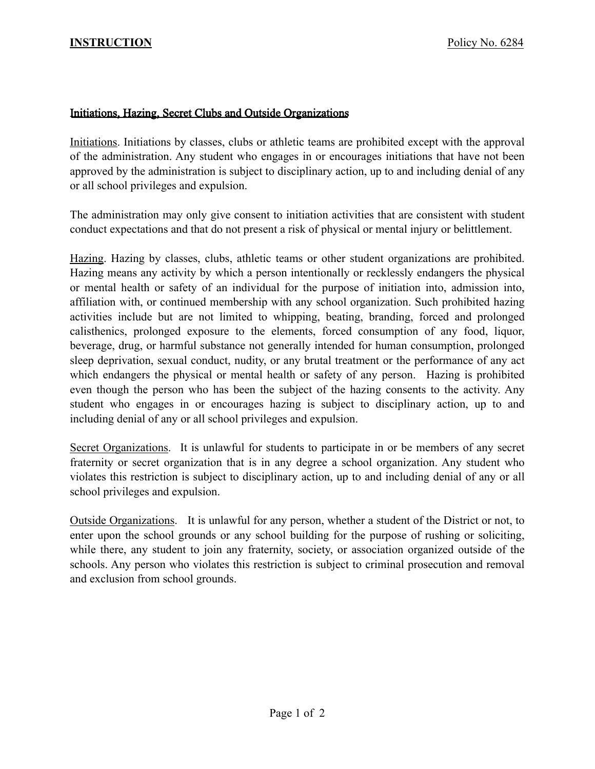**INSTRUCTION** Policy No. 6284

## Initiations, Hazing, Secret Clubs and Outside Organizations

Initiations. Initiations by classes, clubs or athletic teams are prohibited except with the approval of the administration. Any student who engages in or encourages initiations that have not been approved by the administration is subject to disciplinary action, up to and including denial of any or all school privileges and expulsion.

The administration may only give consent to initiation activities that are consistent with student conduct expectations and that do not present a risk of physical or mental injury or belittlement.

Hazing. Hazing by classes, clubs, athletic teams or other student organizations are prohibited. Hazing means any activity by which a person intentionally or recklessly endangers the physical or mental health or safety of an individual for the purpose of initiation into, admission into, affiliation with, or continued membership with any school organization. Such prohibited hazing activities include but are not limited to whipping, beating, branding, forced and prolonged calisthenics, prolonged exposure to the elements, forced consumption of any food, liquor, beverage, drug, or harmful substance not generally intended for human consumption, prolonged sleep deprivation, sexual conduct, nudity, or any brutal treatment or the performance of any act which endangers the physical or mental health or safety of any person. Hazing is prohibited even though the person who has been the subject of the hazing consents to the activity. Any student who engages in or encourages hazing is subject to disciplinary action, up to and including denial of any or all school privileges and expulsion.

Secret Organizations. It is unlawful for students to participate in or be members of any secret fraternity or secret organization that is in any degree a school organization. Any student who violates this restriction is subject to disciplinary action, up to and including denial of any or all school privileges and expulsion.

Outside Organizations. It is unlawful for any person, whether a student of the District or not, to enter upon the school grounds or any school building for the purpose of rushing or soliciting, while there, any student to join any fraternity, society, or association organized outside of the schools. Any person who violates this restriction is subject to criminal prosecution and removal and exclusion from school grounds.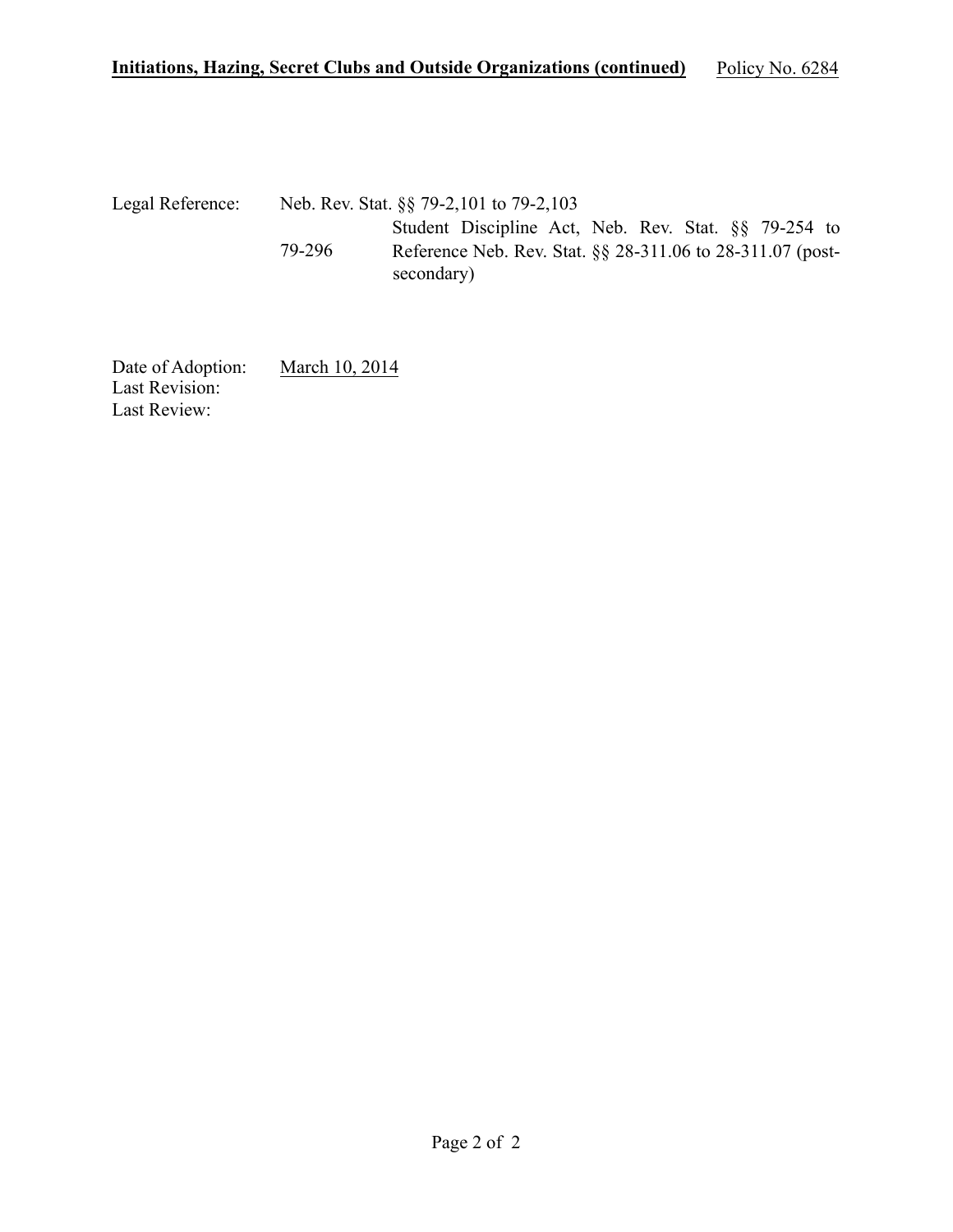Legal Reference: Neb. Rev. Stat. §§ 79-2,101 to 79-2,103

Student Discipline Act, Neb. Rev. Stat. §§ 79-254 to 79-296

Reference Neb. Rev. Stat. §§ 28-311.06 to 28-311.07 (post-secondary)

Date of Adoption: March 10, 2014

Last Revision:

Last Review: